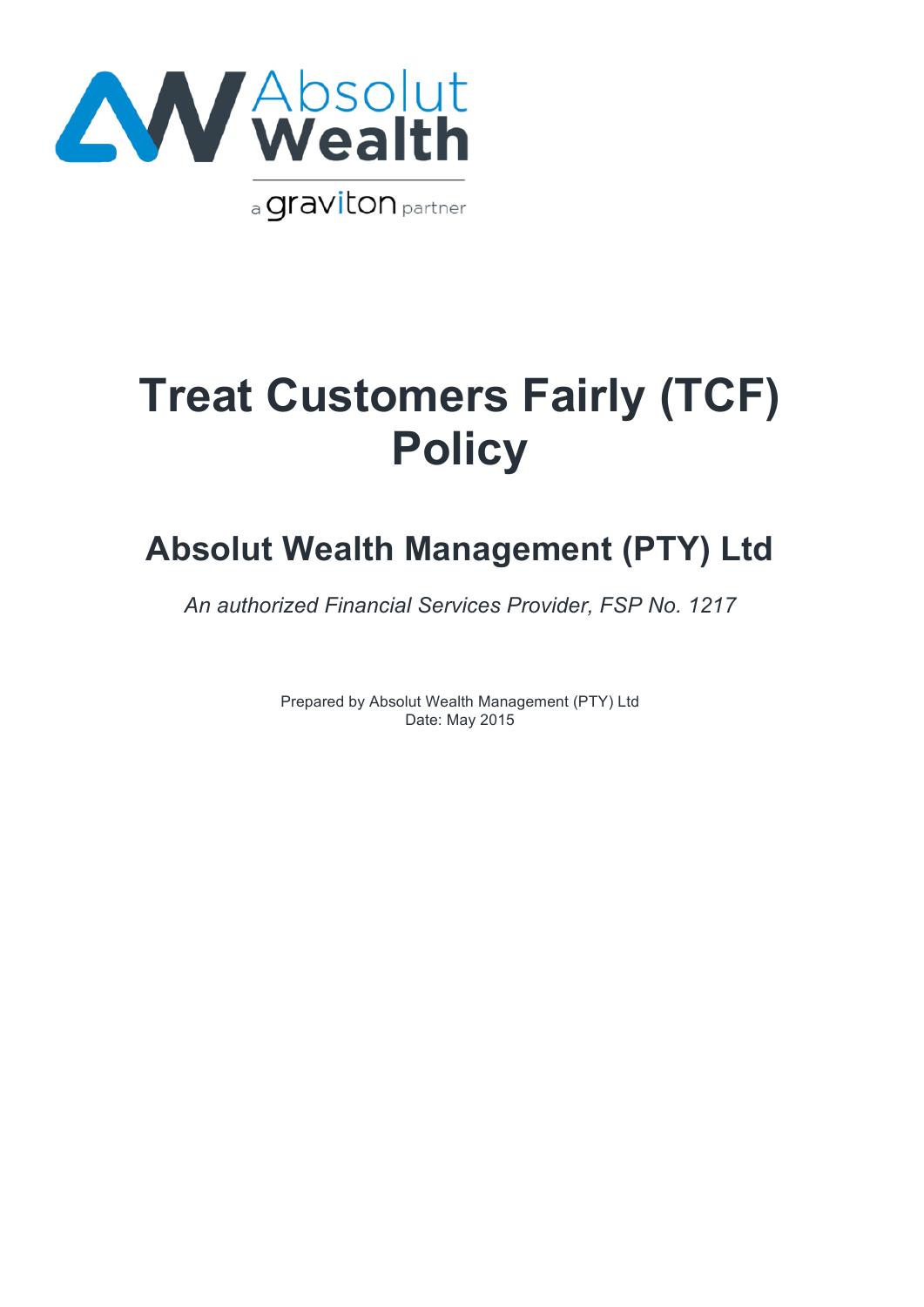Absolut Wealth

a graviton partner

# Treat Customers Fairly (TCF) Policy

## Absolut Wealth Management (PTY) Ltd

*An authorized Financial Services Provider, FSP No. 1217*

Prepared by Absolut Wealth Management (PTY) Ltd
Date: May 2015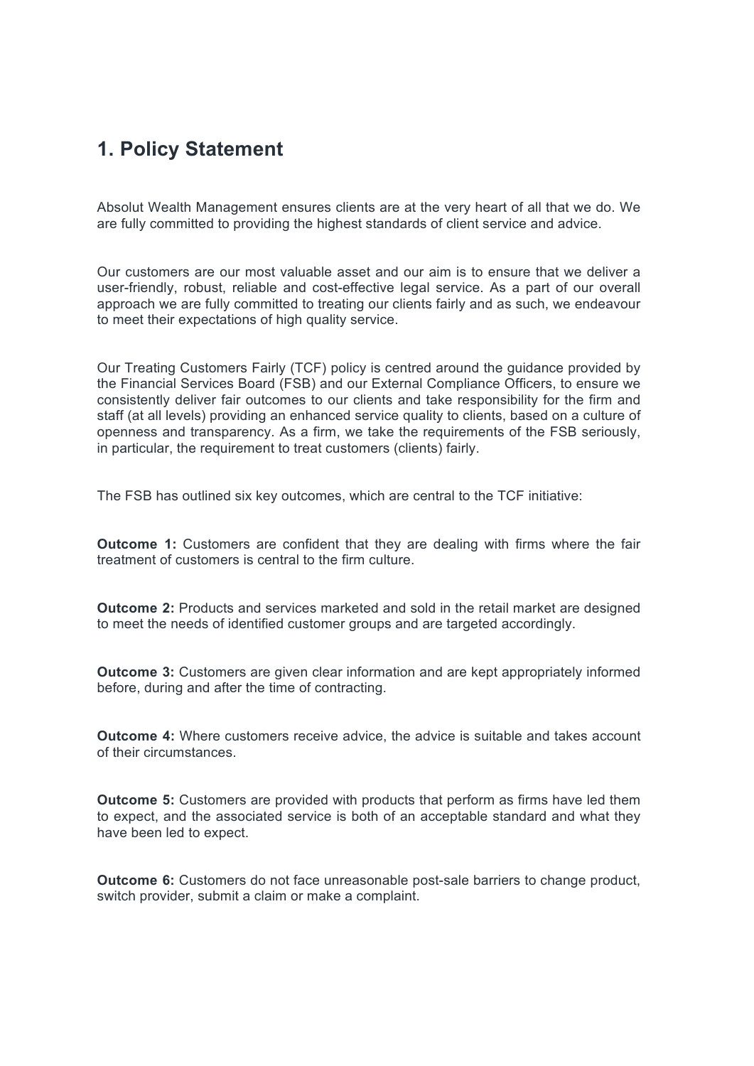## 1. Policy Statement

Absolut Wealth Management ensures clients are at the very heart of all that we do. We are fully committed to providing the highest standards of client service and advice.

Our customers are our most valuable asset and our aim is to ensure that we deliver a user-friendly, robust, reliable and cost-effective legal service. As a part of our overall approach we are fully committed to treating our clients fairly and as such, we endeavour to meet their expectations of high quality service.

Our Treating Customers Fairly (TCF) policy is centred around the guidance provided by the Financial Services Board (FSB) and our External Compliance Officers, to ensure we consistently deliver fair outcomes to our clients and take responsibility for the firm and staff (at all levels) providing an enhanced service quality to clients, based on a culture of openness and transparency. As a firm, we take the requirements of the FSB seriously, in particular, the requirement to treat customers (clients) fairly.

The FSB has outlined six key outcomes, which are central to the TCF initiative:

**Outcome 1:** Customers are confident that they are dealing with firms where the fair treatment of customers is central to the firm culture.

**Outcome 2:** Products and services marketed and sold in the retail market are designed to meet the needs of identified customer groups and are targeted accordingly.

**Outcome 3:** Customers are given clear information and are kept appropriately informed before, during and after the time of contracting.

**Outcome 4:** Where customers receive advice, the advice is suitable and takes account of their circumstances.

**Outcome 5:** Customers are provided with products that perform as firms have led them to expect, and the associated service is both of an acceptable standard and what they have been led to expect.

**Outcome 6:** Customers do not face unreasonable post-sale barriers to change product, switch provider, submit a claim or make a complaint.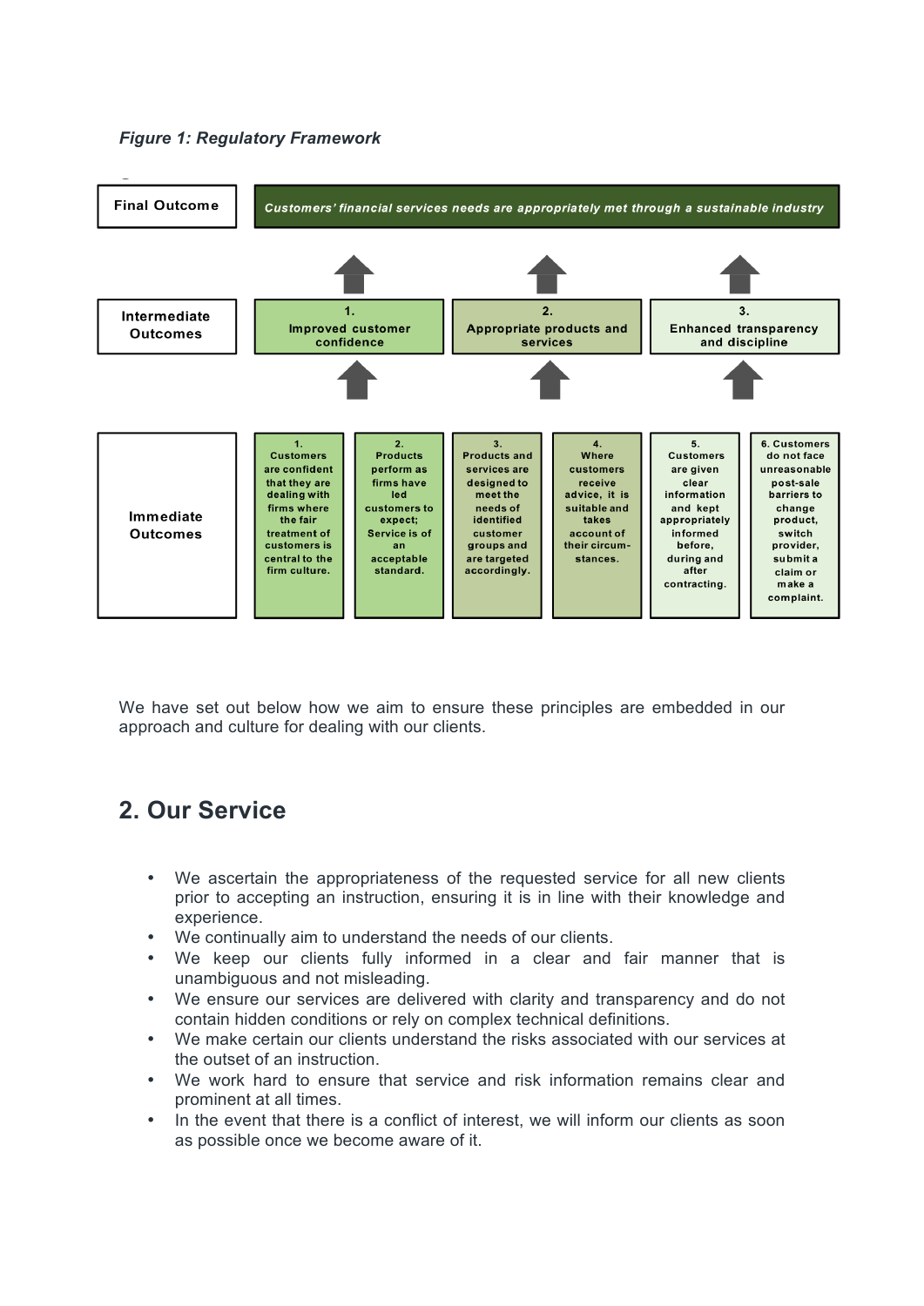*Figure 1: Regulatory Framework*

Final Outcome

Customers' financial services needs are appropriately met through a sustainable industry

Intermediate Outcomes

1. Improved customer confidence

2. Appropriate products and services

3. Enhanced transparency and discipline

Immediate Outcomes

1. Customers are confident that they are dealing with firms where the fair treatment of customers is central to the firm culture.

2. Products perform as firms have led customers to expect; Service is of an acceptable standard.

3. Products and services are designed to meet the needs of identified customer groups and are targeted accordingly.

4. Where customers receive advice, it is suitable and takes account of their circumstances.

5. Customers are given clear information and kept appropriately informed before, during and after contracting.

6. Customers do not face unreasonable post-sale barriers to change product, switch provider, submit a claim or make a complaint.

We have set out below how we aim to ensure these principles are embedded in our approach and culture for dealing with our clients.

## 2. Our Service

- We ascertain the appropriateness of the requested service for all new clients prior to accepting an instruction, ensuring it is in line with their knowledge and experience.
- We continually aim to understand the needs of our clients.
- We keep our clients fully informed in a clear and fair manner that is unambiguous and not misleading.
- We ensure our services are delivered with clarity and transparency and do not contain hidden conditions or rely on complex technical definitions.
- We make certain our clients understand the risks associated with our services at the outset of an instruction.
- We work hard to ensure that service and risk information remains clear and prominent at all times.
- In the event that there is a conflict of interest, we will inform our clients as soon as possible once we become aware of it.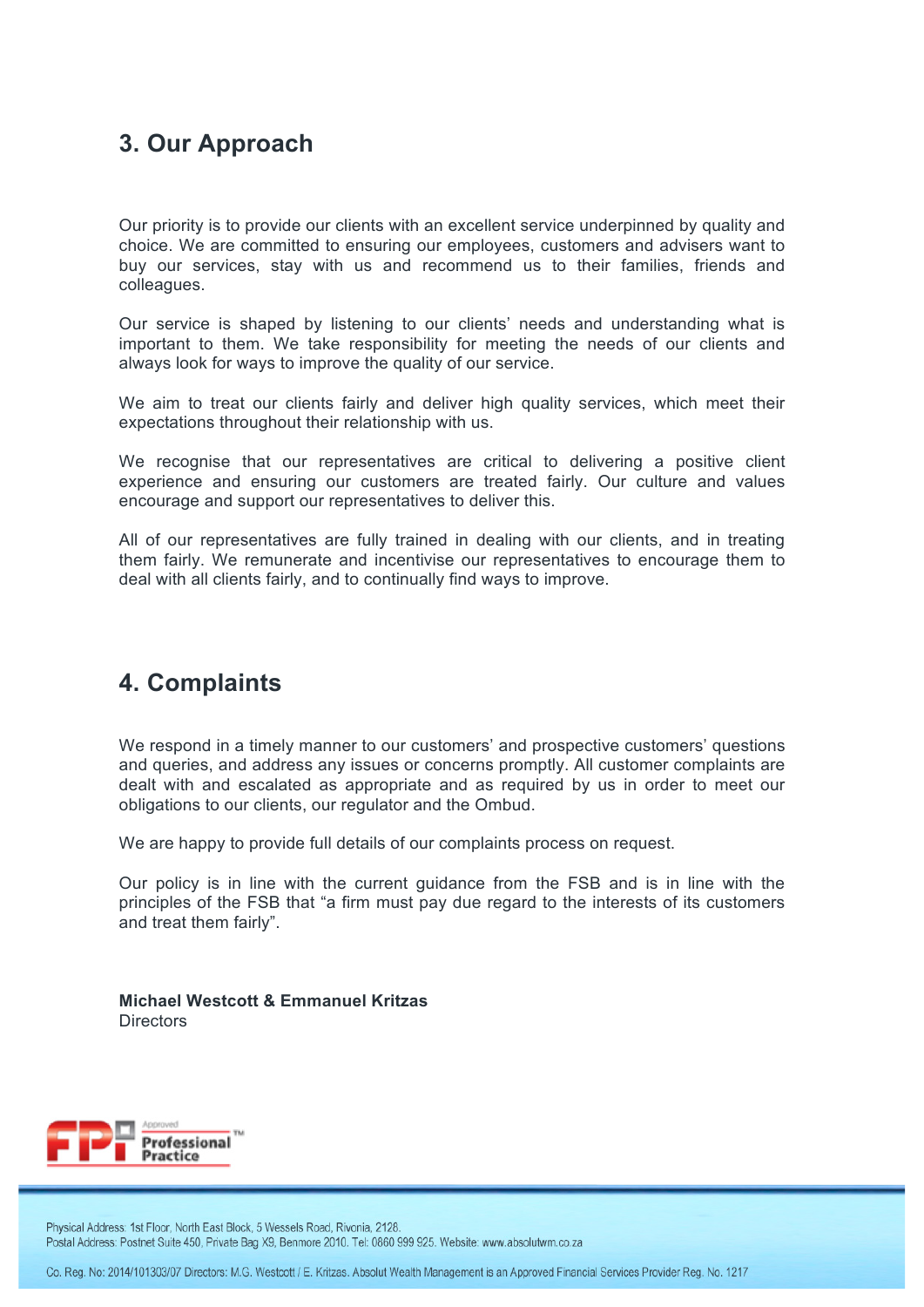## 3. Our Approach

Our priority is to provide our clients with an excellent service underpinned by quality and choice. We are committed to ensuring our employees, customers and advisers want to buy our services, stay with us and recommend us to their families, friends and colleagues.

Our service is shaped by listening to our clients' needs and understanding what is important to them. We take responsibility for meeting the needs of our clients and always look for ways to improve the quality of our service.

We aim to treat our clients fairly and deliver high quality services, which meet their expectations throughout their relationship with us.

We recognise that our representatives are critical to delivering a positive client experience and ensuring our customers are treated fairly. Our culture and values encourage and support our representatives to deliver this.

All of our representatives are fully trained in dealing with our clients, and in treating them fairly. We remunerate and incentivise our representatives to encourage them to deal with all clients fairly, and to continually find ways to improve.

## 4. Complaints

We respond in a timely manner to our customers' and prospective customers' questions and queries, and address any issues or concerns promptly. All customer complaints are dealt with and escalated as appropriate and as required by us in order to meet our obligations to our clients, our regulator and the Ombud.

We are happy to provide full details of our complaints process on request.

Our policy is in line with the current guidance from the FSB and is in line with the principles of the FSB that "a firm must pay due regard to the interests of its customers and treat them fairly".

**Michael Westcott & Emmanuel Kritzas**
Directors

FPI Approved Professional Practice™

Physical Address: 1st Floor, North East Block, 5 Wessels Road, Rivonia, 2128.
Postal Address: Postnet Suite 450, Private Bag X9, Benmore 2010. Tel: 0860 999 925. Website: www.absolutwm.co.za

Co. Reg. No: 2014/101303/07 Directors: M.G. Westcott / E. Kritzas. Absolut Wealth Management is an Approved Financial Services Provider Reg. No. 1217